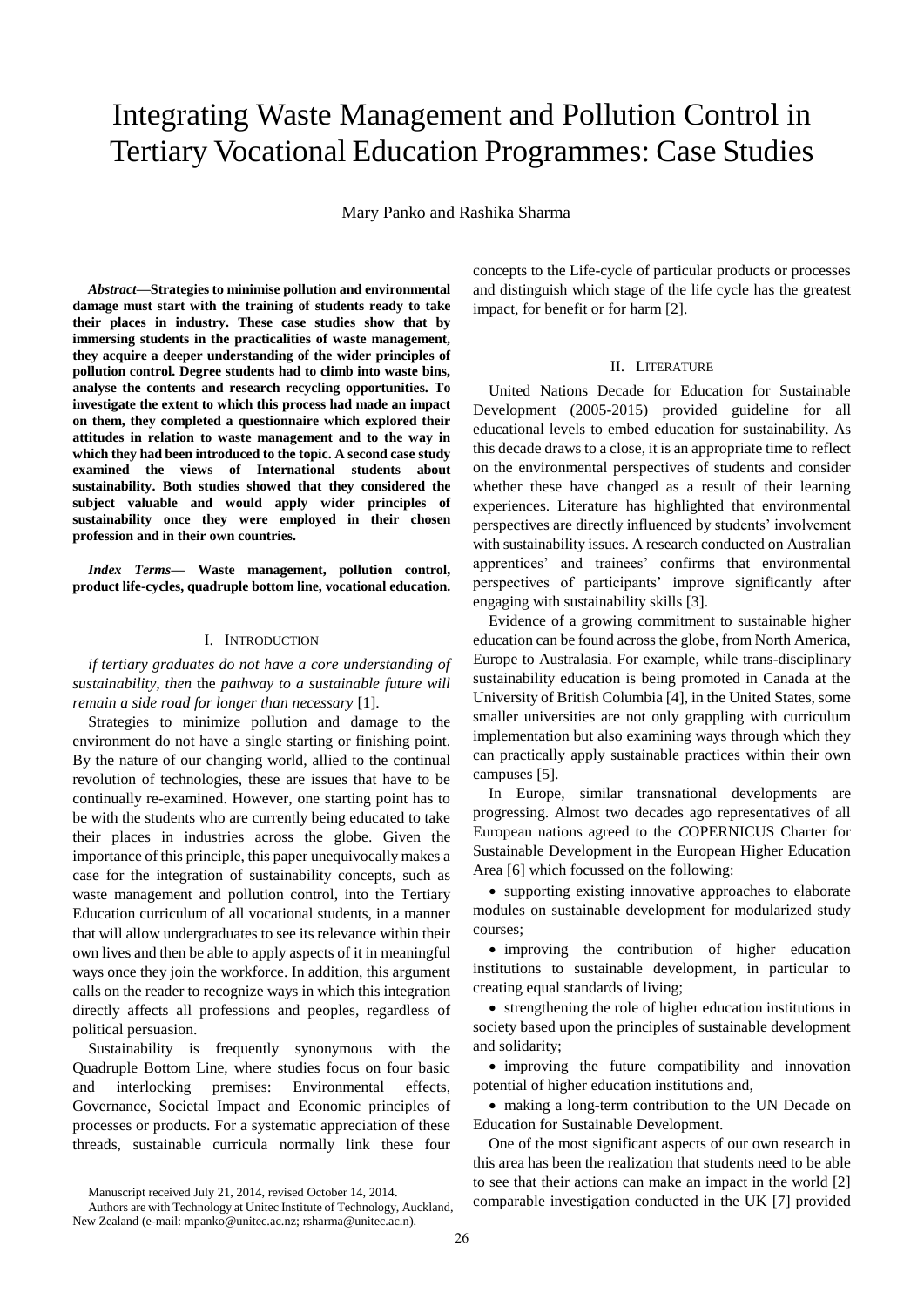# Integrating Waste Management and Pollution Control in Tertiary Vocational Education Programmes: Case Studies

Mary Panko and Rashika Sharma

***Abstract*—Strategies to minimise pollution and environmental damage must start with the training of students ready to take their places in industry. These case studies show that by immersing students in the practicalities of waste management, they acquire a deeper understanding of the wider principles of pollution control. Degree students had to climb into waste bins, analyse the contents and research recycling opportunities. To investigate the extent to which this process had made an impact on them, they completed a questionnaire which explored their attitudes in relation to waste management and to the way in which they had been introduced to the topic. A second case study examined the views of International students about sustainability. Both studies showed that they considered the subject valuable and would apply wider principles of sustainability once they were employed in their chosen profession and in their own countries.**

***Index Terms*— Waste management, pollution control, product life-cycles, quadruple bottom line, vocational education.**

## I. Introduction

*if tertiary graduates do not have a core understanding of sustainability, then* the *pathway to a sustainable future will remain a side road for longer than necessary* [1].

Strategies to minimize pollution and damage to the environment do not have a single starting or finishing point. By the nature of our changing world, allied to the continual revolution of technologies, these are issues that have to be continually re-examined. However, one starting point has to be with the students who are currently being educated to take their places in industries across the globe. Given the importance of this principle, this paper unequivocally makes a case for the integration of sustainability concepts, such as waste management and pollution control, into the Tertiary Education curriculum of all vocational students, in a manner that will allow undergraduates to see its relevance within their own lives and then be able to apply aspects of it in meaningful ways once they join the workforce. In addition, this argument calls on the reader to recognize ways in which this integration directly affects all professions and peoples, regardless of political persuasion.

Sustainability is frequently synonymous with the Quadruple Bottom Line, where studies focus on four basic and interlocking premises: Environmental effects, Governance, Societal Impact and Economic principles of processes or products. For a systematic appreciation of these threads, sustainable curricula normally link these four concepts to the Life-cycle of particular products or processes and distinguish which stage of the life cycle has the greatest impact, for benefit or for harm [2].

## II. Literature

United Nations Decade for Education for Sustainable Development (2005-2015) provided guideline for all educational levels to embed education for sustainability. As this decade draws to a close, it is an appropriate time to reflect on the environmental perspectives of students and consider whether these have changed as a result of their learning experiences. Literature has highlighted that environmental perspectives are directly influenced by students' involvement with sustainability issues. A research conducted on Australian apprentices' and trainees' confirms that environmental perspectives of participants' improve significantly after engaging with sustainability skills [3].

Evidence of a growing commitment to sustainable higher education can be found across the globe, from North America, Europe to Australasia. For example, while trans-disciplinary sustainability education is being promoted in Canada at the University of British Columbia [4], in the United States, some smaller universities are not only grappling with curriculum implementation but also examining ways through which they can practically apply sustainable practices within their own campuses [5].

In Europe, similar transnational developments are progressing. Almost two decades ago representatives of all European nations agreed to the *C*OPERNICUS Charter for Sustainable Development in the European Higher Education Area [6] which focussed on the following:

- supporting existing innovative approaches to elaborate modules on sustainable development for modularized study courses;
- improving the contribution of higher education institutions to sustainable development, in particular to creating equal standards of living;
- strengthening the role of higher education institutions in society based upon the principles of sustainable development and solidarity;
- improving the future compatibility and innovation potential of higher education institutions and,
- making a long-term contribution to the UN Decade on Education for Sustainable Development.

One of the most significant aspects of our own research in this area has been the realization that students need to be able to see that their actions can make an impact in the world [2] comparable investigation conducted in the UK [7] provided

Manuscript received July 21, 2014, revised October 14, 2014.

Authors are with Technology at Unitec Institute of Technology, Auckland, New Zealand (e-mail: mpanko@unitec.ac.nz; rsharma@unitec.ac.n).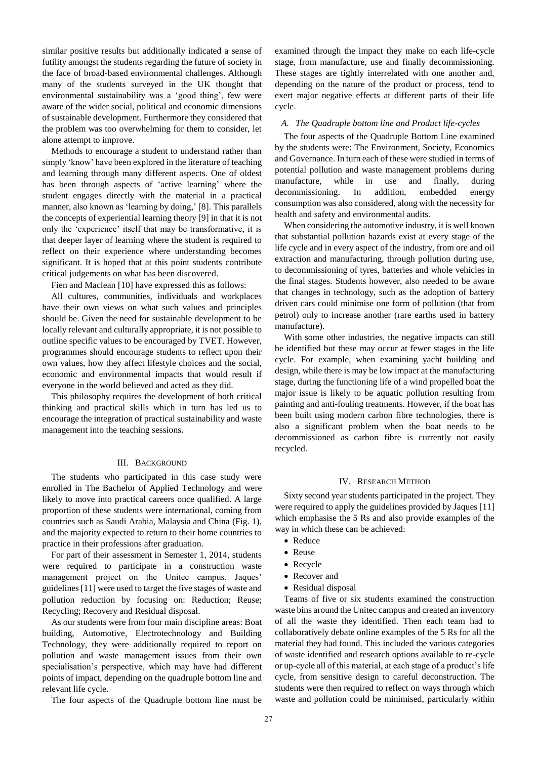similar positive results but additionally indicated a sense of futility amongst the students regarding the future of society in the face of broad-based environmental challenges. Although many of the students surveyed in the UK thought that environmental sustainability was a 'good thing', few were aware of the wider social, political and economic dimensions of sustainable development. Furthermore they considered that the problem was too overwhelming for them to consider, let alone attempt to improve.

Methods to encourage a student to understand rather than simply 'know' have been explored in the literature of teaching and learning through many different aspects. One of oldest has been through aspects of 'active learning' where the student engages directly with the material in a practical manner, also known as 'learning by doing,' [8]. This parallels the concepts of experiential learning theory [9] in that it is not only the 'experience' itself that may be transformative, it is that deeper layer of learning where the student is required to reflect on their experience where understanding becomes significant. It is hoped that at this point students contribute critical judgements on what has been discovered.

Fien and Maclean [10] have expressed this as follows:

All cultures, communities, individuals and workplaces have their own views on what such values and principles should be. Given the need for sustainable development to be locally relevant and culturally appropriate, it is not possible to outline specific values to be encouraged by TVET. However, programmes should encourage students to reflect upon their own values, how they affect lifestyle choices and the social, economic and environmental impacts that would result if everyone in the world believed and acted as they did.

This philosophy requires the development of both critical thinking and practical skills which in turn has led us to encourage the integration of practical sustainability and waste management into the teaching sessions.

## III. Background

The students who participated in this case study were enrolled in The Bachelor of Applied Technology and were likely to move into practical careers once qualified. A large proportion of these students were international, coming from countries such as Saudi Arabia, Malaysia and China (Fig. 1), and the majority expected to return to their home countries to practice in their professions after graduation.

For part of their assessment in Semester 1, 2014, students were required to participate in a construction waste management project on the Unitec campus. Jaques' guidelines [11] were used to target the five stages of waste and pollution reduction by focusing on: Reduction; Reuse; Recycling; Recovery and Residual disposal.

As our students were from four main discipline areas: Boat building, Automotive, Electrotechnology and Building Technology, they were additionally required to report on pollution and waste management issues from their own specialisation's perspective, which may have had different points of impact, depending on the quadruple bottom line and relevant life cycle.

The four aspects of the Quadruple bottom line must be examined through the impact they make on each life-cycle stage, from manufacture, use and finally decommissioning. These stages are tightly interrelated with one another and, depending on the nature of the product or process, tend to exert major negative effects at different parts of their life cycle.

### A. The Quadruple bottom line and Product life-cycles

The four aspects of the Quadruple Bottom Line examined by the students were: The Environment, Society, Economics and Governance. In turn each of these were studied in terms of potential pollution and waste management problems during manufacture, while in use and finally, during decommissioning. In addition, embedded energy consumption was also considered, along with the necessity for health and safety and environmental audits.

When considering the automotive industry, it is well known that substantial pollution hazards exist at every stage of the life cycle and in every aspect of the industry, from ore and oil extraction and manufacturing, through pollution during use, to decommissioning of tyres, batteries and whole vehicles in the final stages. Students however, also needed to be aware that changes in technology, such as the adoption of battery driven cars could minimise one form of pollution (that from petrol) only to increase another (rare earths used in battery manufacture).

With some other industries, the negative impacts can still be identified but these may occur at fewer stages in the life cycle. For example, when examining yacht building and design, while there is may be low impact at the manufacturing stage, during the functioning life of a wind propelled boat the major issue is likely to be aquatic pollution resulting from painting and anti-fouling treatments. However, if the boat has been built using modern carbon fibre technologies, there is also a significant problem when the boat needs to be decommissioned as carbon fibre is currently not easily recycled.

## IV. Research Method

Sixty second year students participated in the project. They were required to apply the guidelines provided by Jaques [11] which emphasise the 5 Rs and also provide examples of the way in which these can be achieved:

- Reduce
- Reuse
- Recycle
- Recover and
- Residual disposal

Teams of five or six students examined the construction waste bins around the Unitec campus and created an inventory of all the waste they identified. Then each team had to collaboratively debate online examples of the 5 Rs for all the material they had found. This included the various categories of waste identified and research options available to re-cycle or up-cycle all of this material, at each stage of a product's life cycle, from sensitive design to careful deconstruction. The students were then required to reflect on ways through which waste and pollution could be minimised, particularly within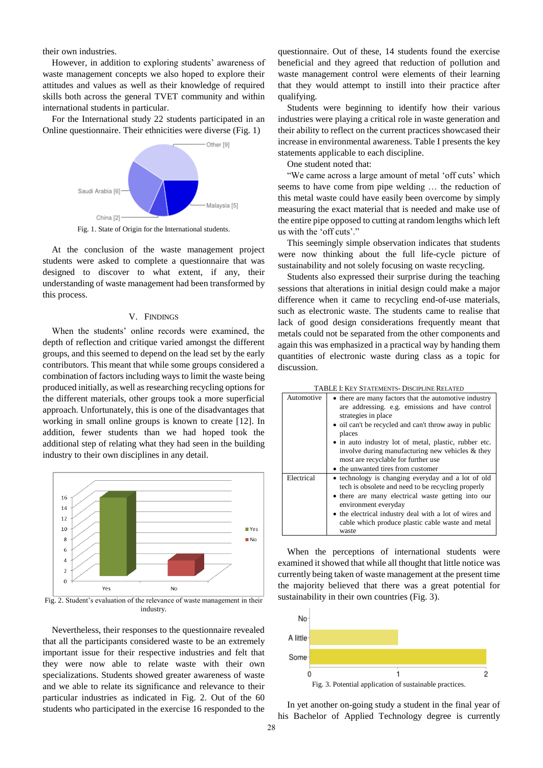their own industries.

However, in addition to exploring students' awareness of waste management concepts we also hoped to explore their attitudes and values as well as their knowledge of required skills both across the general TVET community and within international students in particular.

For the International study 22 students participated in an Online questionnaire. Their ethnicities were diverse (Fig. 1)

Fig. 1. State of Origin for the International students.

At the conclusion of the waste management project students were asked to complete a questionnaire that was designed to discover to what extent, if any, their understanding of waste management had been transformed by this process.

## V. FINDINGS

When the students' online records were examined, the depth of reflection and critique varied amongst the different groups, and this seemed to depend on the lead set by the early contributors. This meant that while some groups considered a combination of factors including ways to limit the waste being produced initially, as well as researching recycling options for the different materials, other groups took a more superficial approach. Unfortunately, this is one of the disadvantages that working in small online groups is known to create [12]. In addition, fewer students than we had hoped took the additional step of relating what they had seen in the building industry to their own disciplines in any detail.

Fig. 2. Student's evaluation of the relevance of waste management in their industry.

Nevertheless, their responses to the questionnaire revealed that all the participants considered waste to be an extremely important issue for their respective industries and felt that they were now able to relate waste with their own specializations. Students showed greater awareness of waste and we able to relate its significance and relevance to their particular industries as indicated in Fig. 2. Out of the 60 students who participated in the exercise 16 responded to the questionnaire. Out of these, 14 students found the exercise beneficial and they agreed that reduction of pollution and waste management control were elements of their learning that they would attempt to instill into their practice after qualifying.

Students were beginning to identify how their various industries were playing a critical role in waste generation and their ability to reflect on the current practices showcased their increase in environmental awareness. Table I presents the key statements applicable to each discipline.

One student noted that:

"We came across a large amount of metal 'off cuts' which seems to have come from pipe welding … the reduction of this metal waste could have easily been overcome by simply measuring the exact material that is needed and make use of the entire pipe opposed to cutting at random lengths which left us with the 'off cuts'."

This seemingly simple observation indicates that students were now thinking about the full life-cycle picture of sustainability and not solely focusing on waste recycling.

Students also expressed their surprise during the teaching sessions that alterations in initial design could make a major difference when it came to recycling end-of-use materials, such as electronic waste. The students came to realise that lack of good design considerations frequently meant that metals could not be separated from the other components and again this was emphasized in a practical way by handing them quantities of electronic waste during class as a topic for discussion.

TABLE I: KEY STATEMENTS- DISCIPLINE RELATED

| | |
|---|---|
| Automotive | • there are many factors that the automotive industry are addressing. e.g. emissions and have control strategies in place<br>• oil can't be recycled and can't throw away in public places<br>• in auto industry lot of metal, plastic, rubber etc. involve during manufacturing new vehicles & they most are recyclable for further use<br>• the unwanted tires from customer |
| Electrical | • technology is changing everyday and a lot of old tech is obsolete and need to be recycling properly<br>• there are many electrical waste getting into our environment everyday<br>• the electrical industry deal with a lot of wires and cable which produce plastic cable waste and metal waste |

When the perceptions of international students were examined it showed that while all thought that little notice was currently being taken of waste management at the present time the majority believed that there was a great potential for sustainability in their own countries (Fig. 3).

Fig. 3. Potential application of sustainable practices.

In yet another on-going study a student in the final year of his Bachelor of Applied Technology degree is currently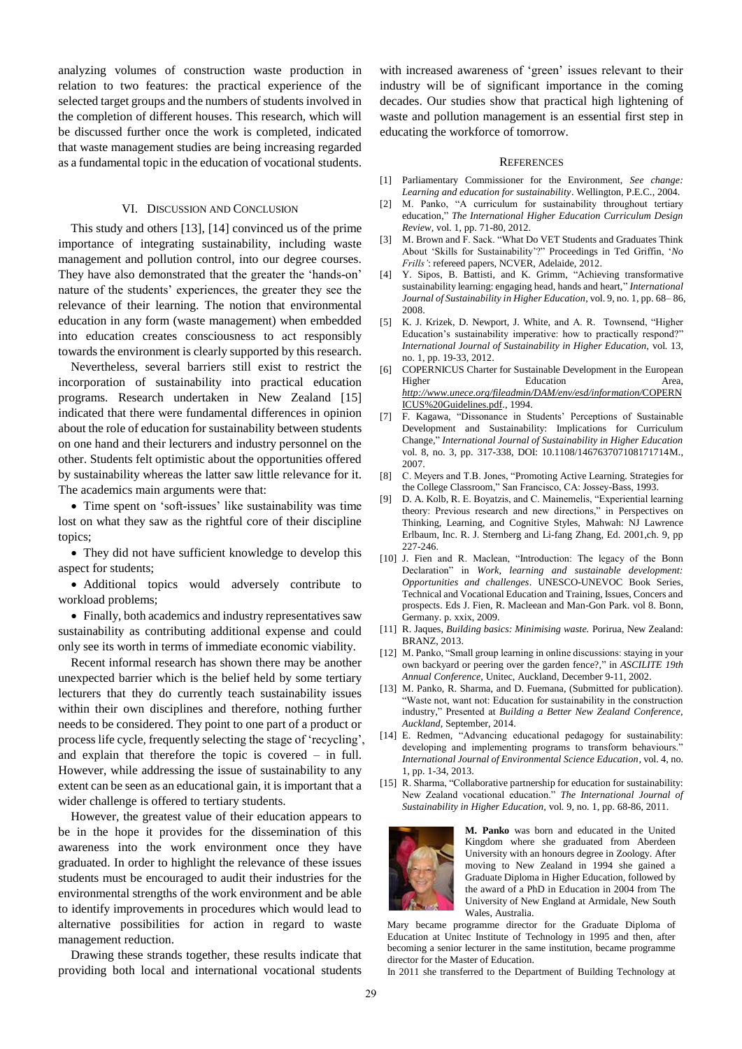analyzing volumes of construction waste production in relation to two features: the practical experience of the selected target groups and the numbers of students involved in the completion of different houses. This research, which will be discussed further once the work is completed, indicated that waste management studies are being increasing regarded as a fundamental topic in the education of vocational students.

## VI. Discussion and Conclusion

This study and others [13], [14] convinced us of the prime importance of integrating sustainability, including waste management and pollution control, into our degree courses. They have also demonstrated that the greater the 'hands-on' nature of the students' experiences, the greater they see the relevance of their learning. The notion that environmental education in any form (waste management) when embedded into education creates consciousness to act responsibly towards the environment is clearly supported by this research.

Nevertheless, several barriers still exist to restrict the incorporation of sustainability into practical education programs. Research undertaken in New Zealand [15] indicated that there were fundamental differences in opinion about the role of education for sustainability between students on one hand and their lecturers and industry personnel on the other. Students felt optimistic about the opportunities offered by sustainability whereas the latter saw little relevance for it. The academics main arguments were that:

- Time spent on 'soft-issues' like sustainability was time lost on what they saw as the rightful core of their discipline topics;
- They did not have sufficient knowledge to develop this aspect for students;
- Additional topics would adversely contribute to workload problems;
- Finally, both academics and industry representatives saw sustainability as contributing additional expense and could only see its worth in terms of immediate economic viability.

Recent informal research has shown there may be another unexpected barrier which is the belief held by some tertiary lecturers that they do currently teach sustainability issues within their own disciplines and therefore, nothing further needs to be considered. They point to one part of a product or process life cycle, frequently selecting the stage of 'recycling', and explain that therefore the topic is covered – in full. However, while addressing the issue of sustainability to any extent can be seen as an educational gain, it is important that a wider challenge is offered to tertiary students.

However, the greatest value of their education appears to be in the hope it provides for the dissemination of this awareness into the work environment once they have graduated. In order to highlight the relevance of these issues students must be encouraged to audit their industries for the environmental strengths of the work environment and be able to identify improvements in procedures which would lead to alternative possibilities for action in regard to waste management reduction.

Drawing these strands together, these results indicate that providing both local and international vocational students with increased awareness of 'green' issues relevant to their industry will be of significant importance in the coming decades. Our studies show that practical high lightening of waste and pollution management is an essential first step in educating the workforce of tomorrow.

## References

[1] Parliamentary Commissioner for the Environment, *See change: Learning and education for sustainability*. Wellington, P.E.C., 2004.

[2] M. Panko, "A curriculum for sustainability throughout tertiary education," *The International Higher Education Curriculum Design Review*, vol. 1, pp. 71-80, 2012.

[3] M. Brown and F. Sack. "What Do VET Students and Graduates Think About 'Skills for Sustainability'?" Proceedings in Ted Griffin, '*No Frills'*: refereed papers, NCVER, Adelaide, 2012.

[4] Y. Sipos, B. Battisti, and K. Grimm, "Achieving transformative sustainability learning: engaging head, hands and heart," *International Journal of Sustainability in Higher Education*, vol. 9, no. 1, pp. 68– 86, 2008.

[5] K. J. Krizek, D. Newport, J. White, and A. R. Townsend, "Higher Education's sustainability imperative: how to practically respond?" *International Journal of Sustainability in Higher Education*, vol. 13, no. 1, pp. 19-33, 2012.

[6] COPERNICUS Charter for Sustainable Development in the European Higher Education Area, *http://www.unece.org/fileadmin/DAM/env/esd/information/*COPERNICUS%20Guidelines.pdf., 1994.

[7] F. Kagawa, "Dissonance in Students' Perceptions of Sustainable Development and Sustainability: Implications for Curriculum Change," *International Journal of Sustainability in Higher Education* vol. 8, no. 3, pp. 317-338, DOI: 10.1108/14676370710817174M., 2007.

[8] C. Meyers and T.B. Jones, "Promoting Active Learning. Strategies for the College Classroom," San Francisco, CA: Jossey-Bass, 1993.

[9] D. A. Kolb, R. E. Boyatzis, and C. Mainemelis, "Experiential learning theory: Previous research and new directions," in Perspectives on Thinking, Learning, and Cognitive Styles, Mahwah: NJ Lawrence Erlbaum, Inc. R. J. Sternberg and Li-fang Zhang, Ed. 2001,ch. 9, pp 227-246.

[10] J. Fien and R. Maclean, "Introduction: The legacy of the Bonn Declaration" in *Work, learning and sustainable development: Opportunities and challenges*. UNESCO-UNEVOC Book Series, Technical and Vocational Education and Training, Issues, Concers and prospects. Eds J. Fien, R. Macleean and Man-Gon Park. vol 8. Bonn, Germany. p. xxix, 2009.

[11] R. Jaques, *Building basics: Minimising waste.* Porirua, New Zealand: BRANZ, 2013.

[12] M. Panko, "Small group learning in online discussions: staying in your own backyard or peering over the garden fence?," in *ASCILITE 19th Annual Conference*, Unitec, Auckland, December 9-11, 2002.

[13] M. Panko, R. K. Sharma, and D. Fuemana, (Submitted for publication). "Waste not, want not: Education for sustainability in the construction industry," Presented at *Building a Better New Zealand Conference, Auckland*, September, 2014.

[14] E. Redmen, "Advancing educational pedagogy for sustainability: developing and implementing programs to transform behaviours." *International Journal of Environmental Science Education*, vol. 4, no. 1, pp. 1-34, 2013.

[15] R. Sharma, "Collaborative partnership for education for sustainability: New Zealand vocational education." *The International Journal of Sustainability in Higher Education*, vol. 9, no. 1, pp. 68-86, 2011.

**M. Panko** was born and educated in the United Kingdom where she graduated from Aberdeen University with an honours degree in Zoology. After moving to New Zealand in 1994 she gained a Graduate Diploma in Higher Education, followed by the award of a PhD in Education in 2004 from The University of New England at Armidale, New South Wales, Australia.

Mary became programme director for the Graduate Diploma of Education at Unitec Institute of Technology in 1995 and then, after becoming a senior lecturer in the same institution, became programme director for the Master of Education.

In 2011 she transferred to the Department of Building Technology at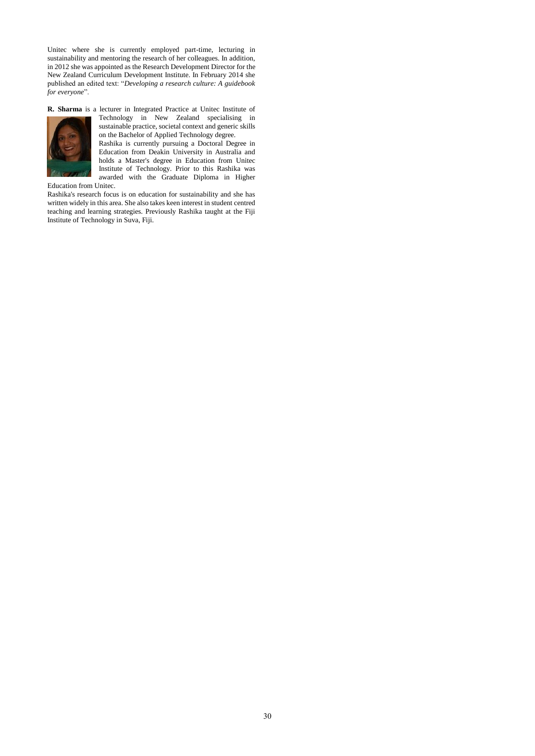Unitec where she is currently employed part-time, lecturing in sustainability and mentoring the research of her colleagues. In addition, in 2012 she was appointed as the Research Development Director for the New Zealand Curriculum Development Institute. In February 2014 she published an edited text: "*Developing a research culture: A guidebook for everyone*".

**R. Sharma** is a lecturer in Integrated Practice at Unitec Institute of Technology in New Zealand specialising in sustainable practice, societal context and generic skills on the Bachelor of Applied Technology degree.
Rashika is currently pursuing a Doctoral Degree in Education from Deakin University in Australia and holds a Master's degree in Education from Unitec Institute of Technology. Prior to this Rashika was awarded with the Graduate Diploma in Higher Education from Unitec.
Rashika's research focus is on education for sustainability and she has written widely in this area. She also takes keen interest in student centred teaching and learning strategies. Previously Rashika taught at the Fiji Institute of Technology in Suva, Fiji.